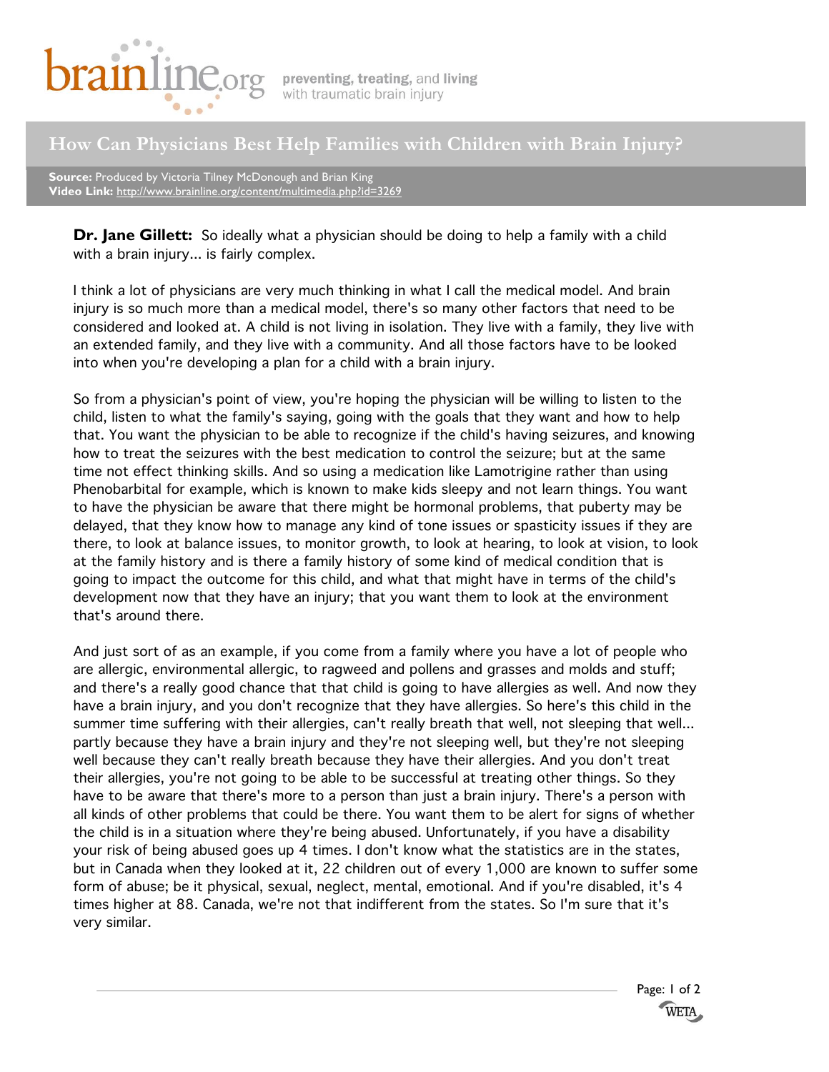# How Can Physicians Best Help Families with Children with Brain Injury?

**Source:** Produced by Victoria Tilney McDonough and Brian King
**Video Link:** http://www.brainline.org/content/multimedia.php?id=3269

**Dr. Jane Gillett:** So ideally what a physician should be doing to help a family with a child with a brain injury... is fairly complex.

I think a lot of physicians are very much thinking in what I call the medical model. And brain injury is so much more than a medical model, there's so many other factors that need to be considered and looked at. A child is not living in isolation. They live with a family, they live with an extended family, and they live with a community. And all those factors have to be looked into when you're developing a plan for a child with a brain injury.

So from a physician's point of view, you're hoping the physician will be willing to listen to the child, listen to what the family's saying, going with the goals that they want and how to help that. You want the physician to be able to recognize if the child's having seizures, and knowing how to treat the seizures with the best medication to control the seizure; but at the same time not effect thinking skills. And so using a medication like Lamotrigine rather than using Phenobarbital for example, which is known to make kids sleepy and not learn things. You want to have the physician be aware that there might be hormonal problems, that puberty may be delayed, that they know how to manage any kind of tone issues or spasticity issues if they are there, to look at balance issues, to monitor growth, to look at hearing, to look at vision, to look at the family history and is there a family history of some kind of medical condition that is going to impact the outcome for this child, and what that might have in terms of the child's development now that they have an injury; that you want them to look at the environment that's around there.

And just sort of as an example, if you come from a family where you have a lot of people who are allergic, environmental allergic, to ragweed and pollens and grasses and molds and stuff; and there's a really good chance that that child is going to have allergies as well. And now they have a brain injury, and you don't recognize that they have allergies. So here's this child in the summer time suffering with their allergies, can't really breath that well, not sleeping that well... partly because they have a brain injury and they're not sleeping well, but they're not sleeping well because they can't really breath because they have their allergies. And you don't treat their allergies, you're not going to be able to be successful at treating other things. So they have to be aware that there's more to a person than just a brain injury. There's a person with all kinds of other problems that could be there. You want them to be alert for signs of whether the child is in a situation where they're being abused. Unfortunately, if you have a disability your risk of being abused goes up 4 times. I don't know what the statistics are in the states, but in Canada when they looked at it, 22 children out of every 1,000 are known to suffer some form of abuse; be it physical, sexual, neglect, mental, emotional. And if you're disabled, it's 4 times higher at 88. Canada, we're not that indifferent from the states. So I'm sure that it's very similar.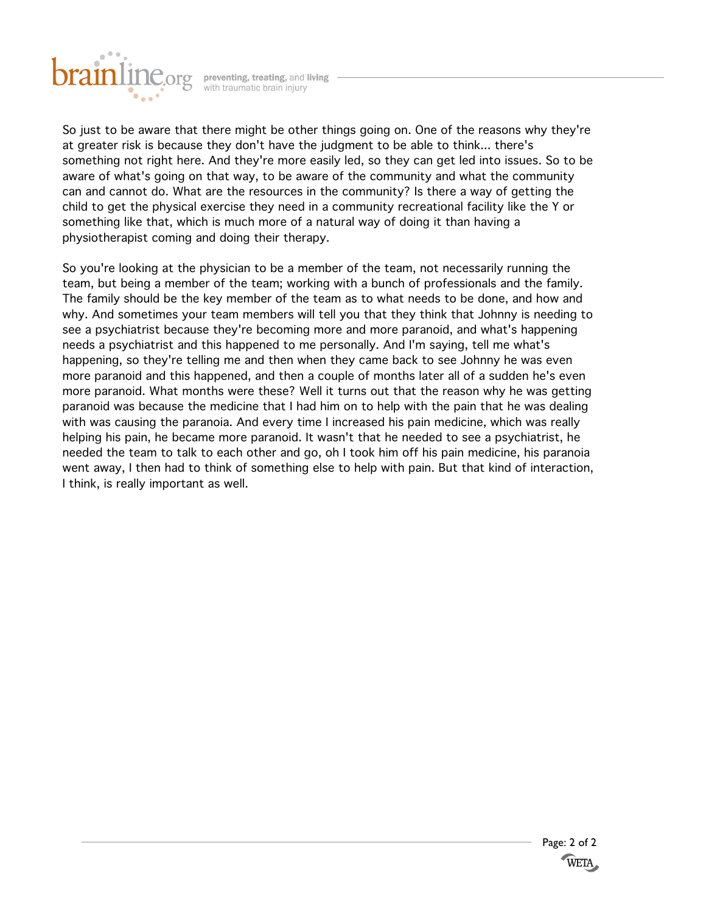So just to be aware that there might be other things going on. One of the reasons why they're at greater risk is because they don't have the judgment to be able to think... there's something not right here. And they're more easily led, so they can get led into issues. So to be aware of what's going on that way, to be aware of the community and what the community can and cannot do. What are the resources in the community? Is there a way of getting the child to get the physical exercise they need in a community recreational facility like the Y or something like that, which is much more of a natural way of doing it than having a physiotherapist coming and doing their therapy.

So you're looking at the physician to be a member of the team, not necessarily running the team, but being a member of the team; working with a bunch of professionals and the family. The family should be the key member of the team as to what needs to be done, and how and why. And sometimes your team members will tell you that they think that Johnny is needing to see a psychiatrist because they're becoming more and more paranoid, and what's happening needs a psychiatrist and this happened to me personally. And I'm saying, tell me what's happening, so they're telling me and then when they came back to see Johnny he was even more paranoid and this happened, and then a couple of months later all of a sudden he's even more paranoid. What months were these? Well it turns out that the reason why he was getting paranoid was because the medicine that I had him on to help with the pain that he was dealing with was causing the paranoia. And every time I increased his pain medicine, which was really helping his pain, he became more paranoid. It wasn't that he needed to see a psychiatrist, he needed the team to talk to each other and go, oh I took him off his pain medicine, his paranoia went away, I then had to think of something else to help with pain. But that kind of interaction, I think, is really important as well.